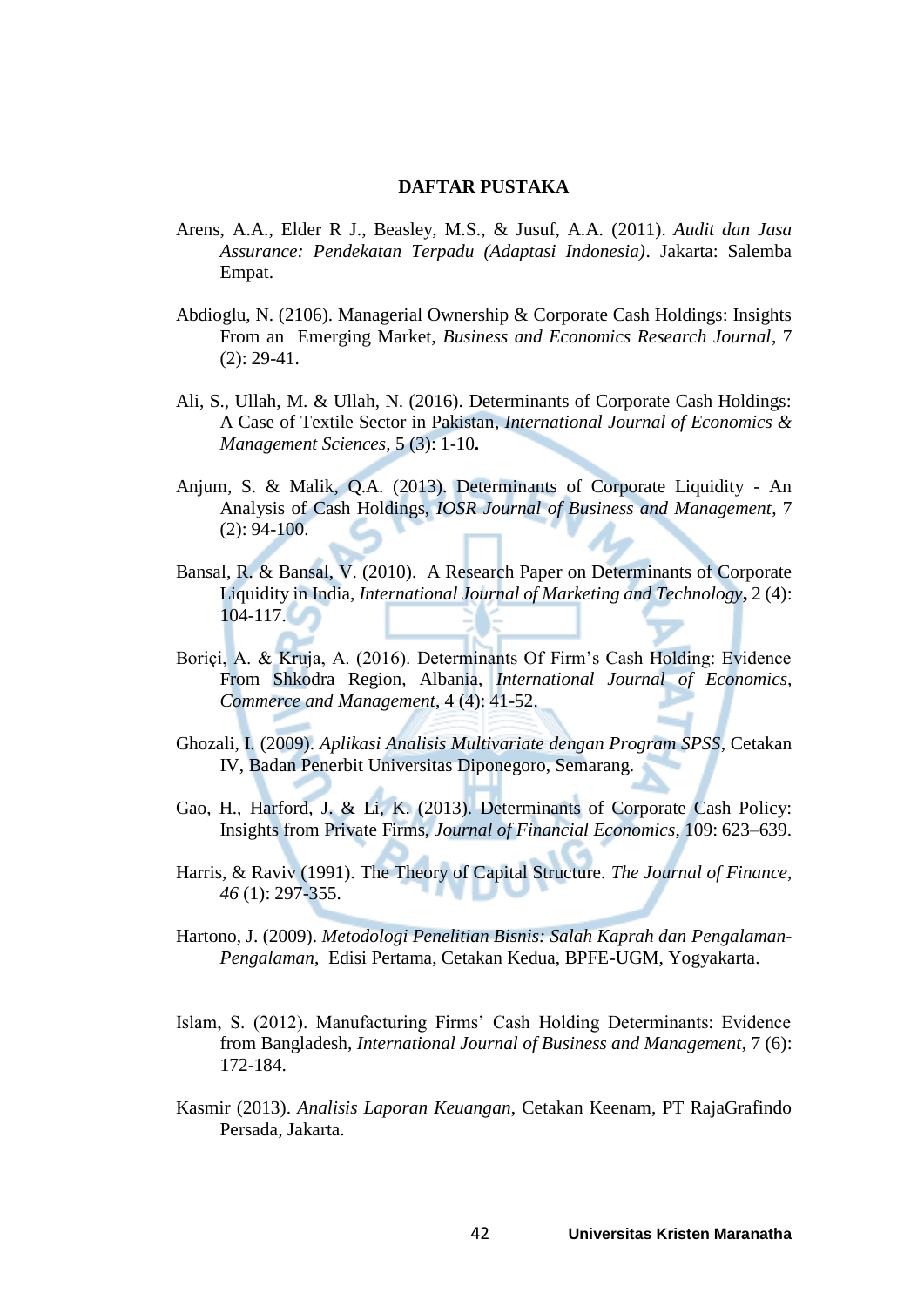# DAFTAR PUSTAKA

Arens, A.A., Elder R J., Beasley, M.S., & Jusuf, A.A. (2011). *Audit dan Jasa Assurance: Pendekatan Terpadu (Adaptasi Indonesia)*. Jakarta: Salemba Empat.

Abdioglu, N. (2106). Managerial Ownership & Corporate Cash Holdings: Insights From an Emerging Market, *Business and Economics Research Journal*, 7 (2): 29-41.

Ali, S., Ullah, M. & Ullah, N. (2016). Determinants of Corporate Cash Holdings: A Case of Textile Sector in Pakistan, *International Journal of Economics & Management Sciences*, 5 (3): 1-10**.**

Anjum, S. & Malik, Q.A. (2013). Determinants of Corporate Liquidity - An Analysis of Cash Holdings, *IOSR Journal of Business and Management*, 7 (2): 94-100.

Bansal, R. & Bansal, V. (2010). A Research Paper on Determinants of Corporate Liquidity in India, *International Journal of Marketing and Technology***,** 2 (4): 104-117.

Boriçi, A. & Kruja, A. (2016). Determinants Of Firm's Cash Holding: Evidence From Shkodra Region, Albania, *International Journal of Economics, Commerce and Management*, 4 (4): 41-52.

Ghozali, I. (2009). *Aplikasi Analisis Multivariate dengan Program SPSS*, Cetakan IV, Badan Penerbit Universitas Diponegoro, Semarang.

Gao, H., Harford, J. & Li, K. (2013). Determinants of Corporate Cash Policy: Insights from Private Firms, *Journal of Financial Economics*, 109: 623–639.

Harris, & Raviv (1991). The Theory of Capital Structure. *The Journal of Finance*, *46* (1): 297-355.

Hartono, J. (2009). *Metodologi Penelitian Bisnis: Salah Kaprah dan Pengalaman-Pengalaman*, Edisi Pertama, Cetakan Kedua, BPFE-UGM, Yogyakarta.

Islam, S. (2012). Manufacturing Firms' Cash Holding Determinants: Evidence from Bangladesh, *International Journal of Business and Management*, 7 (6): 172-184.

Kasmir (2013). *Analisis Laporan Keuangan*, Cetakan Keenam, PT RajaGrafindo Persada, Jakarta.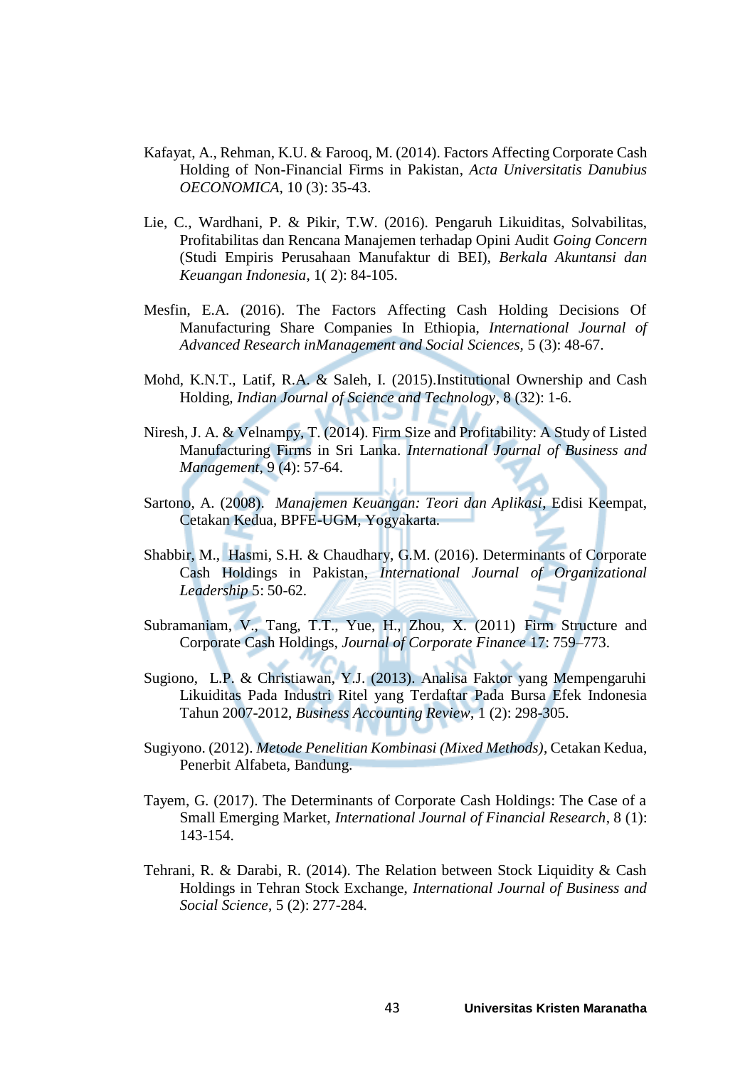Kafayat, A., Rehman, K.U. & Farooq, M. (2014). Factors Affecting Corporate Cash Holding of Non-Financial Firms in Pakistan, *Acta Universitatis Danubius OECONOMICA*, 10 (3): 35-43.

Lie, C., Wardhani, P. & Pikir, T.W. (2016). Pengaruh Likuiditas, Solvabilitas, Profitabilitas dan Rencana Manajemen terhadap Opini Audit *Going Concern* (Studi Empiris Perusahaan Manufaktur di BEI), *Berkala Akuntansi dan Keuangan Indonesia*, 1( 2): 84-105.

Mesfin, E.A. (2016). The Factors Affecting Cash Holding Decisions Of Manufacturing Share Companies In Ethiopia, *International Journal of Advanced Research inManagement and Social Sciences*, 5 (3): 48-67.

Mohd, K.N.T., Latif, R.A. & Saleh, I. (2015).Institutional Ownership and Cash Holding, *Indian Journal of Science and Technology*, 8 (32): 1-6.

Niresh, J. A. & Velnampy, T. (2014). Firm Size and Profitability: A Study of Listed Manufacturing Firms in Sri Lanka. *International Journal of Business and Management*, 9 (4): 57-64.

Sartono, A. (2008). *Manajemen Keuangan: Teori dan Aplikasi*, Edisi Keempat, Cetakan Kedua, BPFE-UGM, Yogyakarta.

Shabbir, M., Hasmi, S.H. & Chaudhary, G.M. (2016). Determinants of Corporate Cash Holdings in Pakistan, *International Journal of Organizational Leadership* 5: 50-62.

Subramaniam, V., Tang, T.T., Yue, H., Zhou, X. (2011) Firm Structure and Corporate Cash Holdings, *Journal of Corporate Finance* 17: 759–773.

Sugiono, L.P. & Christiawan, Y.J. (2013). Analisa Faktor yang Mempengaruhi Likuiditas Pada Industri Ritel yang Terdaftar Pada Bursa Efek Indonesia Tahun 2007-2012, *Business Accounting Review*, 1 (2): 298-305.

Sugiyono. (2012). *Metode Penelitian Kombinasi (Mixed Methods)*, Cetakan Kedua, Penerbit Alfabeta, Bandung.

Tayem, G. (2017). The Determinants of Corporate Cash Holdings: The Case of a Small Emerging Market, *International Journal of Financial Research*, 8 (1): 143-154.

Tehrani, R. & Darabi, R. (2014). The Relation between Stock Liquidity & Cash Holdings in Tehran Stock Exchange, *International Journal of Business and Social Science*, 5 (2): 277-284.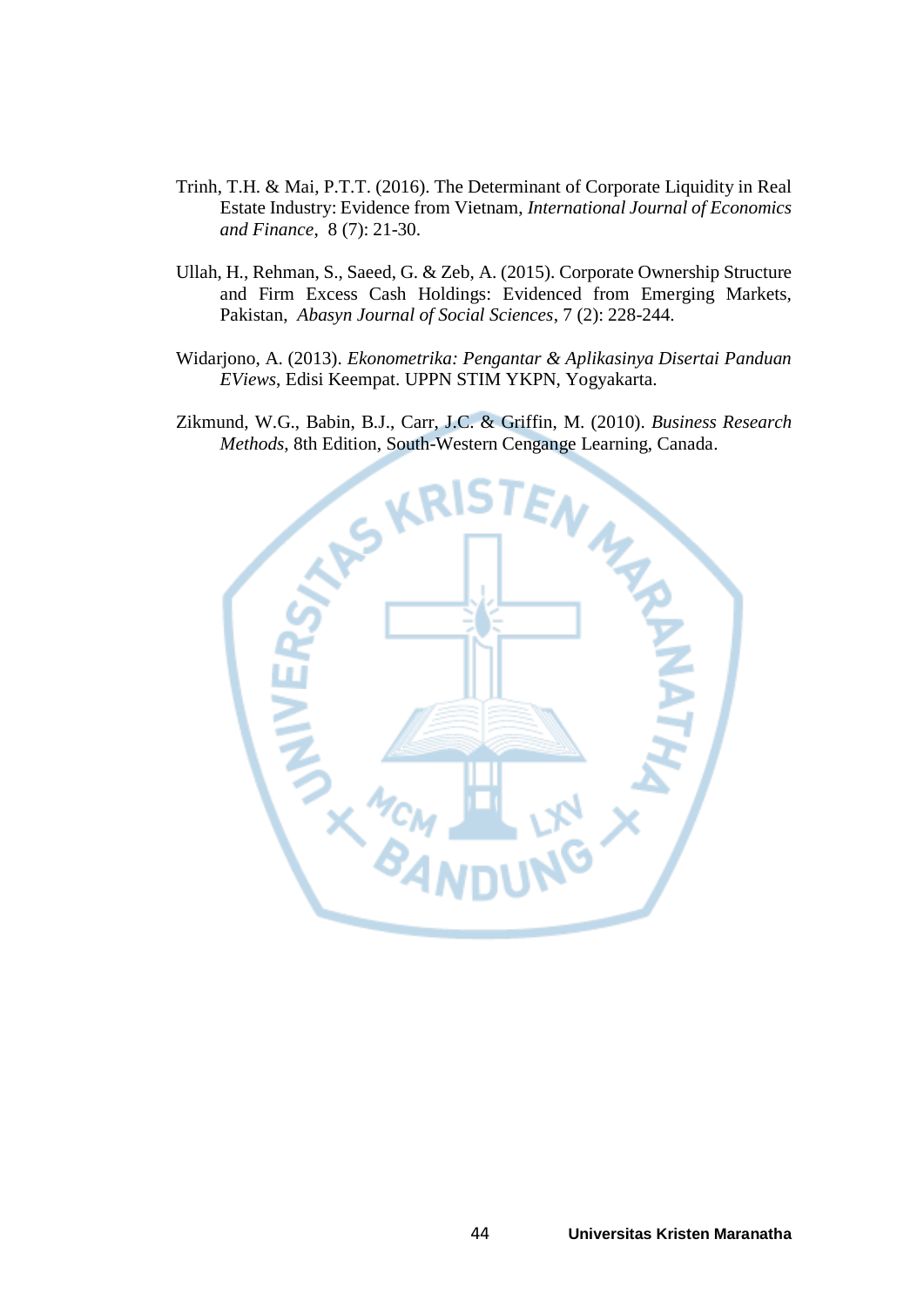Trinh, T.H. & Mai, P.T.T. (2016). The Determinant of Corporate Liquidity in Real Estate Industry: Evidence from Vietnam, *International Journal of Economics and Finance*, 8 (7): 21-30.

Ullah, H., Rehman, S., Saeed, G. & Zeb, A. (2015). Corporate Ownership Structure and Firm Excess Cash Holdings: Evidenced from Emerging Markets, Pakistan, *Abasyn Journal of Social Sciences*, 7 (2): 228-244.

Widarjono, A. (2013). *Ekonometrika: Pengantar & Aplikasinya Disertai Panduan EViews*, Edisi Keempat. UPPN STIM YKPN, Yogyakarta.

Zikmund, W.G., Babin, B.J., Carr, J.C. & Griffin, M. (2010). *Business Research Methods*, 8th Edition, South-Western Cengange Learning, Canada.